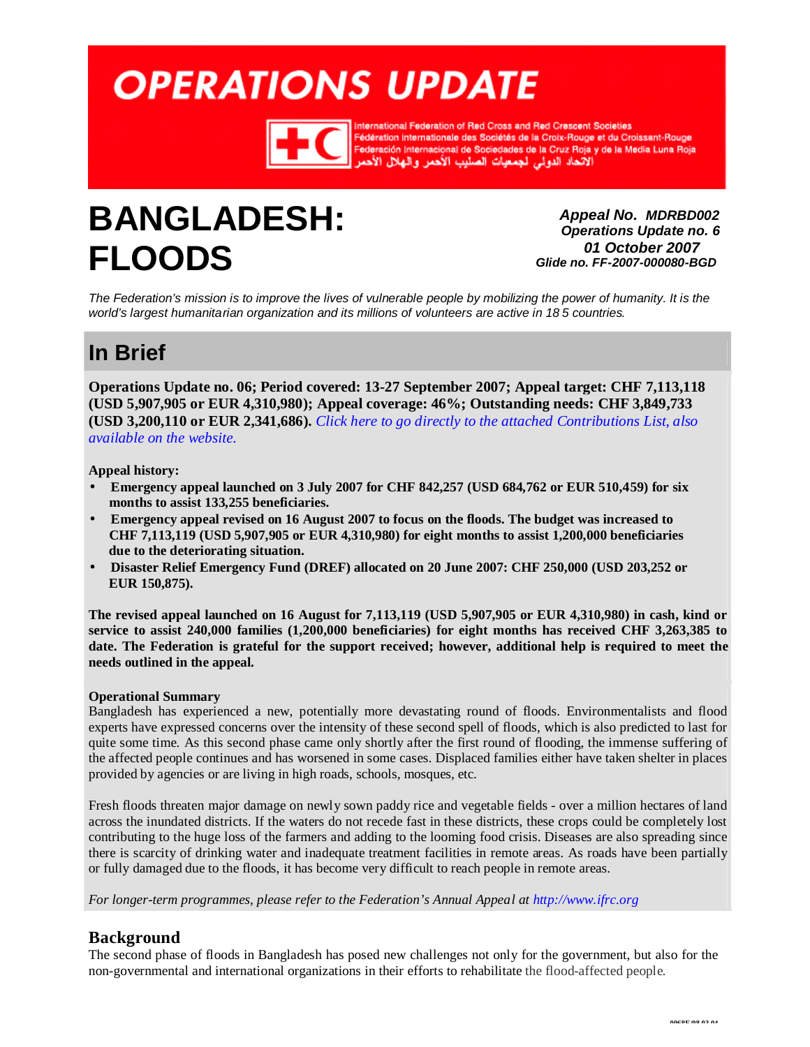# OPERATIONS UPDATE

International Federation of Red Cross and Red Crescent Societies
Fédération internationale des Sociétés de la Croix-Rouge et du Croissant-Rouge
Federación Internacional de Sociedades de la Cruz Roja y de la Media Luna Roja
الاتحاد الدولي لجمعيات الصليب الأحمر والهلال الأحمر

# BANGLADESH: FLOODS

***Appeal No. MDRBD002***
***Operations Update no. 6***
***01 October 2007***
***Glide no. FF-2007-000080-BGD***

*The Federation's mission is to improve the lives of vulnerable people by mobilizing the power of humanity. It is the world's largest humanitarian organization and its millions of volunteers are active in 185 countries.*

## In Brief

**Operations Update no. 06; Period covered: 13-27 September 2007; Appeal target: CHF 7,113,118 (USD 5,907,905 or EUR 4,310,980); Appeal coverage: 46%; Outstanding needs: CHF 3,849,733 (USD 3,200,110 or EUR 2,341,686).** *Click here to go directly to the attached Contributions List, also available on the website.*

**Appeal history:**

- **Emergency appeal launched on 3 July 2007 for CHF 842,257 (USD 684,762 or EUR 510,459) for six months to assist 133,255 beneficiaries.**
- **Emergency appeal revised on 16 August 2007 to focus on the floods. The budget was increased to CHF 7,113,119 (USD 5,907,905 or EUR 4,310,980) for eight months to assist 1,200,000 beneficiaries due to the deteriorating situation.**
- **Disaster Relief Emergency Fund (DREF) allocated on 20 June 2007: CHF 250,000 (USD 203,252 or EUR 150,875).**

**The revised appeal launched on 16 August for 7,113,119 (USD 5,907,905 or EUR 4,310,980) in cash, kind or service to assist 240,000 families (1,200,000 beneficiaries) for eight months has received CHF 3,263,385 to date. The Federation is grateful for the support received; however, additional help is required to meet the needs outlined in the appeal.**

**Operational Summary**

Bangladesh has experienced a new, potentially more devastating round of floods. Environmentalists and flood experts have expressed concerns over the intensity of these second spell of floods, which is also predicted to last for quite some time. As this second phase came only shortly after the first round of flooding, the immense suffering of the affected people continues and has worsened in some cases. Displaced families either have taken shelter in places provided by agencies or are living in high roads, schools, mosques, etc.

Fresh floods threaten major damage on newly sown paddy rice and vegetable fields - over a million hectares of land across the inundated districts. If the waters do not recede fast in these districts, these crops could be completely lost contributing to the huge loss of the farmers and adding to the looming food crisis. Diseases are also spreading since there is scarcity of drinking water and inadequate treatment facilities in remote areas. As roads have been partially or fully damaged due to the floods, it has become very difficult to reach people in remote areas.

*For longer-term programmes, please refer to the Federation's Annual Appeal at http://www.ifrc.org*

## Background

The second phase of floods in Bangladesh has posed new challenges not only for the government, but also for the non-governmental and international organizations in their efforts to rehabilitate the flood-affected people.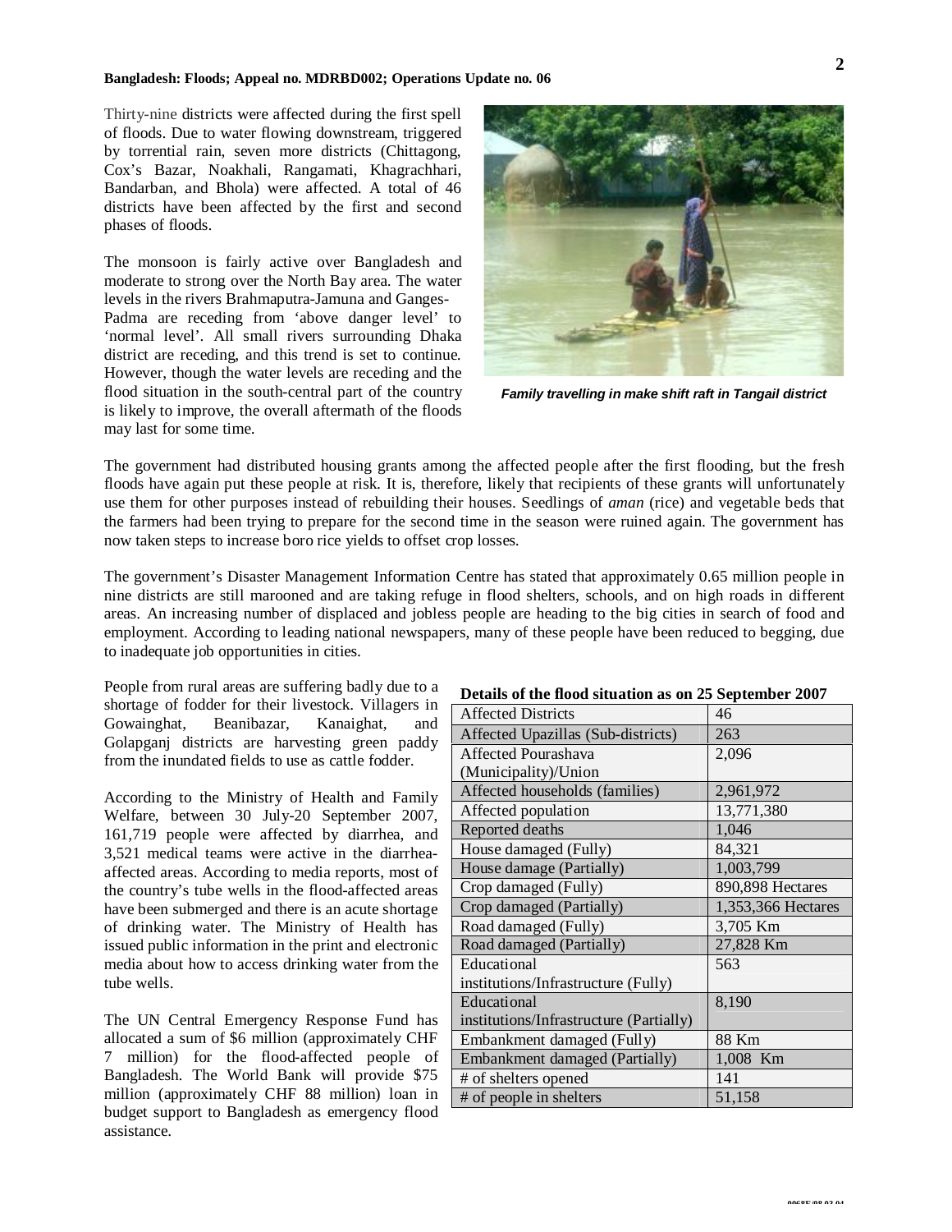Thirty-nine districts were affected during the first spell of floods. Due to water flowing downstream, triggered by torrential rain, seven more districts (Chittagong, Cox's Bazar, Noakhali, Rangamati, Khagrachhari, Bandarban, and Bhola) were affected. A total of 46 districts have been affected by the first and second phases of floods.

The monsoon is fairly active over Bangladesh and moderate to strong over the North Bay area. The water levels in the rivers Brahmaputra-Jamuna and Ganges-Padma are receding from 'above danger level' to 'normal level'. All small rivers surrounding Dhaka district are receding, and this trend is set to continue. However, though the water levels are receding and the flood situation in the south-central part of the country is likely to improve, the overall aftermath of the floods may last for some time.

***Family travelling in make shift raft in Tangail district***

The government had distributed housing grants among the affected people after the first flooding, but the fresh floods have again put these people at risk. It is, therefore, likely that recipients of these grants will unfortunately use them for other purposes instead of rebuilding their houses. Seedlings of *aman* (rice) and vegetable beds that the farmers had been trying to prepare for the second time in the season were ruined again. The government has now taken steps to increase boro rice yields to offset crop losses.

The government's Disaster Management Information Centre has stated that approximately 0.65 million people in nine districts are still marooned and are taking refuge in flood shelters, schools, and on high roads in different areas. An increasing number of displaced and jobless people are heading to the big cities in search of food and employment. According to leading national newspapers, many of these people have been reduced to begging, due to inadequate job opportunities in cities.

People from rural areas are suffering badly due to a shortage of fodder for their livestock. Villagers in Gowainghat, Beanibazar, Kanaighat, and Golapganj districts are harvesting green paddy from the inundated fields to use as cattle fodder.

According to the Ministry of Health and Family Welfare, between 30 July-20 September 2007, 161,719 people were affected by diarrhea, and 3,521 medical teams were active in the diarrhea-affected areas. According to media reports, most of the country's tube wells in the flood-affected areas have been submerged and there is an acute shortage of drinking water. The Ministry of Health has issued public information in the print and electronic media about how to access drinking water from the tube wells.

The UN Central Emergency Response Fund has allocated a sum of $6 million (approximately CHF 7 million) for the flood-affected people of Bangladesh. The World Bank will provide $75 million (approximately CHF 88 million) loan in budget support to Bangladesh as emergency flood assistance.

**Details of the flood situation as on 25 September 2007**

| Item | Value |
|---|---|
| Affected Districts | 46 |
| Affected Upazillas (Sub-districts) | 263 |
| Affected Pourashava (Municipality)/Union | 2,096 |
| Affected households (families) | 2,961,972 |
| Affected population | 13,771,380 |
| Reported deaths | 1,046 |
| House damaged (Fully) | 84,321 |
| House damage (Partially) | 1,003,799 |
| Crop damaged (Fully) | 890,898 Hectares |
| Crop damaged (Partially) | 1,353,366 Hectares |
| Road damaged (Fully) | 3,705 Km |
| Road damaged (Partially) | 27,828 Km |
| Educational institutions/Infrastructure (Fully) | 563 |
| Educational institutions/Infrastructure (Partially) | 8,190 |
| Embankment damaged (Fully) | 88 Km |
| Embankment damaged (Partially) | 1,008 Km |
| # of shelters opened | 141 |
| # of people in shelters | 51,158 |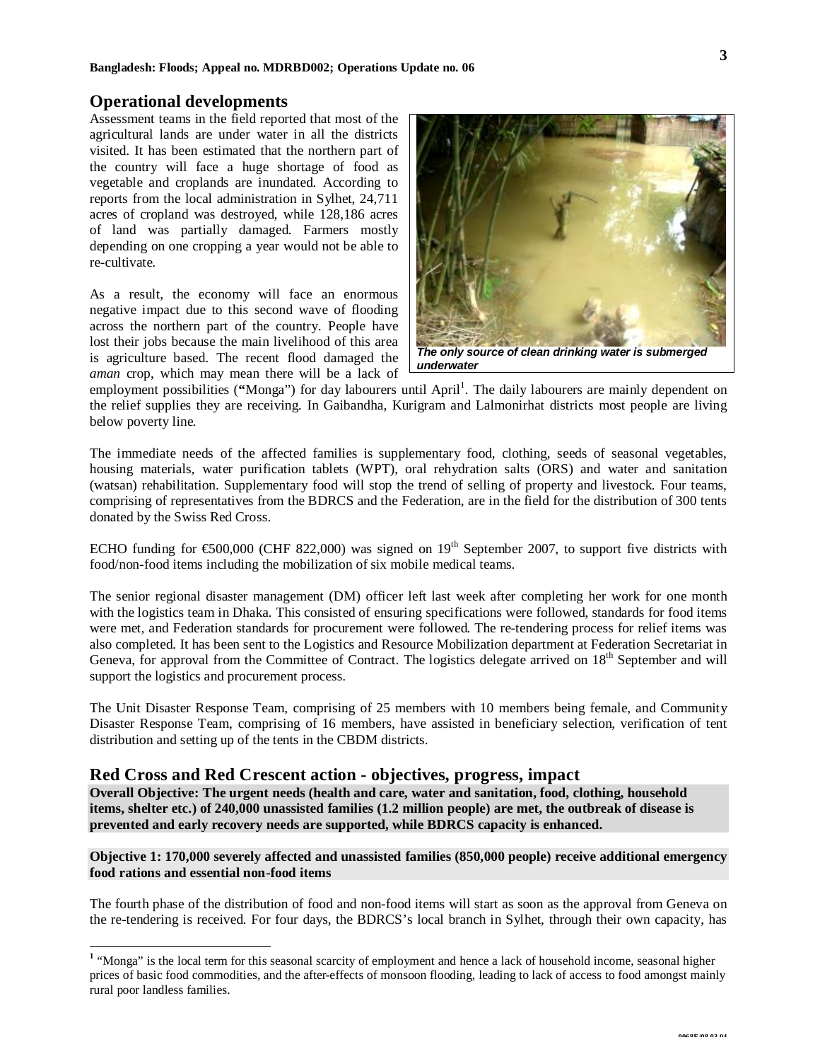## Operational developments

Assessment teams in the field reported that most of the agricultural lands are under water in all the districts visited. It has been estimated that the northern part of the country will face a huge shortage of food as vegetable and croplands are inundated. According to reports from the local administration in Sylhet, 24,711 acres of cropland was destroyed, while 128,186 acres of land was partially damaged. Farmers mostly depending on one cropping a year would not be able to re-cultivate.

As a result, the economy will face an enormous negative impact due to this second wave of flooding across the northern part of the country. People have lost their jobs because the main livelihood of this area is agriculture based. The recent flood damaged the *aman* crop, which may mean there will be a lack of employment possibilities ("Monga") for day labourers until April[1]. The daily labourers are mainly dependent on the relief supplies they are receiving. In Gaibandha, Kurigram and Lalmonirhat districts most people are living below poverty line.

*The only source of clean drinking water is submerged underwater*

The immediate needs of the affected families is supplementary food, clothing, seeds of seasonal vegetables, housing materials, water purification tablets (WPT), oral rehydration salts (ORS) and water and sanitation (watsan) rehabilitation. Supplementary food will stop the trend of selling of property and livestock. Four teams, comprising of representatives from the BDRCS and the Federation, are in the field for the distribution of 300 tents donated by the Swiss Red Cross.

ECHO funding for €500,000 (CHF 822,000) was signed on 19th September 2007, to support five districts with food/non-food items including the mobilization of six mobile medical teams.

The senior regional disaster management (DM) officer left last week after completing her work for one month with the logistics team in Dhaka. This consisted of ensuring specifications were followed, standards for food items were met, and Federation standards for procurement were followed. The re-tendering process for relief items was also completed. It has been sent to the Logistics and Resource Mobilization department at Federation Secretariat in Geneva, for approval from the Committee of Contract. The logistics delegate arrived on 18th September and will support the logistics and procurement process.

The Unit Disaster Response Team, comprising of 25 members with 10 members being female, and Community Disaster Response Team, comprising of 16 members, have assisted in beneficiary selection, verification of tent distribution and setting up of the tents in the CBDM districts.

## Red Cross and Red Crescent action - objectives, progress, impact

**Overall Objective: The urgent needs (health and care, water and sanitation, food, clothing, household items, shelter etc.) of 240,000 unassisted families (1.2 million people) are met, the outbreak of disease is prevented and early recovery needs are supported, while BDRCS capacity is enhanced.**

**Objective 1: 170,000 severely affected and unassisted families (850,000 people) receive additional emergency food rations and essential non-food items**

The fourth phase of the distribution of food and non-food items will start as soon as the approval from Geneva on the re-tendering is received. For four days, the BDRCS's local branch in Sylhet, through their own capacity, has

[1] "Monga" is the local term for this seasonal scarcity of employment and hence a lack of household income, seasonal higher prices of basic food commodities, and the after-effects of monsoon flooding, leading to lack of access to food amongst mainly rural poor landless families.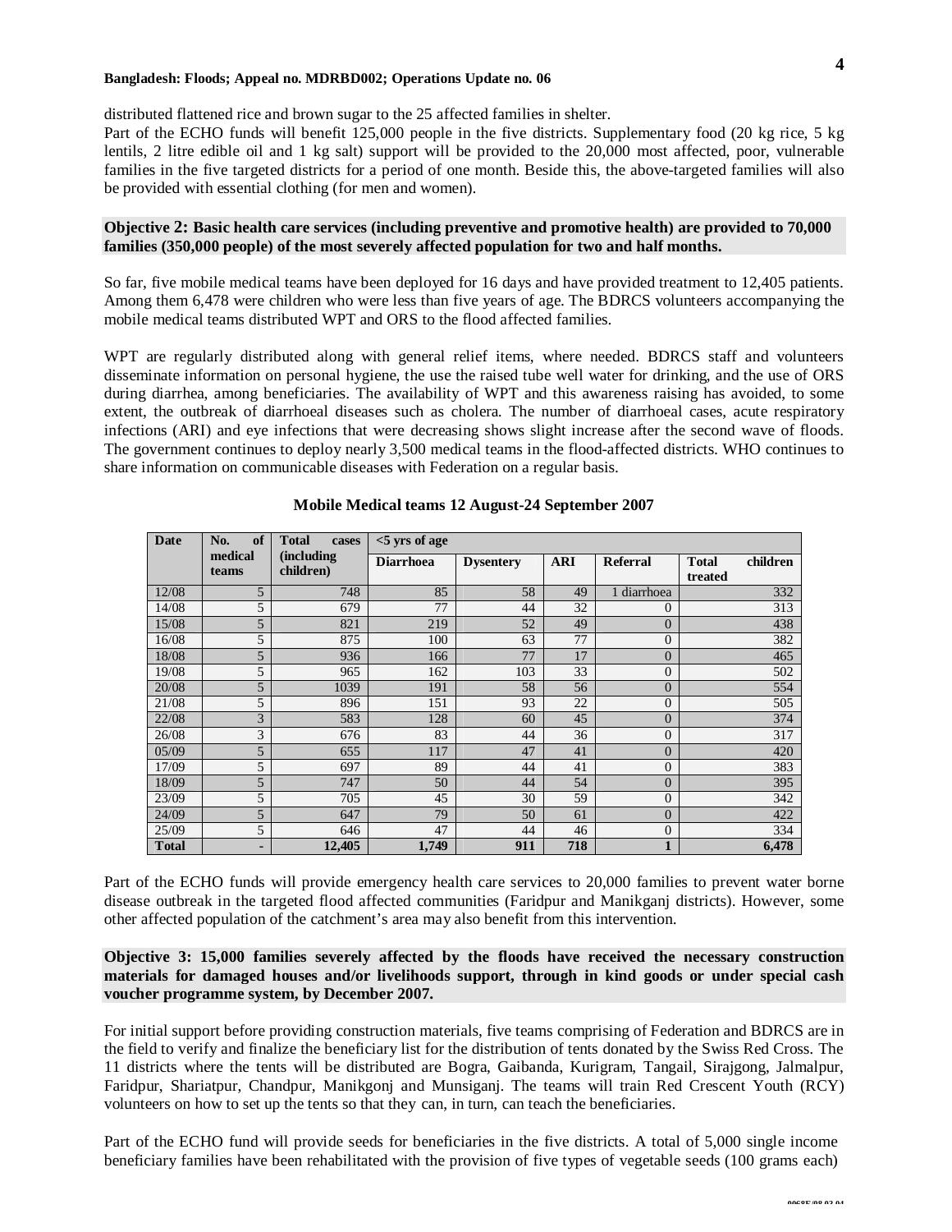distributed flattened rice and brown sugar to the 25 affected families in shelter.
Part of the ECHO funds will benefit 125,000 people in the five districts. Supplementary food (20 kg rice, 5 kg lentils, 2 litre edible oil and 1 kg salt) support will be provided to the 20,000 most affected, poor, vulnerable families in the five targeted districts for a period of one month. Beside this, the above-targeted families will also be provided with essential clothing (for men and women).

**Objective 2: Basic health care services (including preventive and promotive health) are provided to 70,000 families (350,000 people) of the most severely affected population for two and half months.**

So far, five mobile medical teams have been deployed for 16 days and have provided treatment to 12,405 patients. Among them 6,478 were children who were less than five years of age. The BDRCS volunteers accompanying the mobile medical teams distributed WPT and ORS to the flood affected families.

WPT are regularly distributed along with general relief items, where needed. BDRCS staff and volunteers disseminate information on personal hygiene, the use the raised tube well water for drinking, and the use of ORS during diarrhea, among beneficiaries. The availability of WPT and this awareness raising has avoided, to some extent, the outbreak of diarrhoeal diseases such as cholera. The number of diarrhoeal cases, acute respiratory infections (ARI) and eye infections that were decreasing shows slight increase after the second wave of floods. The government continues to deploy nearly 3,500 medical teams in the flood-affected districts. WHO continues to share information on communicable diseases with Federation on a regular basis.

**Mobile Medical teams 12 August-24 September 2007**

| Date | No. of medical teams | Total cases (including children) | <5 yrs of age | | | | |
|---|---|---|---|---|---|---|---|
| | | | Diarrhoea | Dysentery | ARI | Referral | Total children treated |
| 12/08 | 5 | 748 | 85 | 58 | 49 | 1 diarrhoea | 332 |
| 14/08 | 5 | 679 | 77 | 44 | 32 | 0 | 313 |
| 15/08 | 5 | 821 | 219 | 52 | 49 | 0 | 438 |
| 16/08 | 5 | 875 | 100 | 63 | 77 | 0 | 382 |
| 18/08 | 5 | 936 | 166 | 77 | 17 | 0 | 465 |
| 19/08 | 5 | 965 | 162 | 103 | 33 | 0 | 502 |
| 20/08 | 5 | 1039 | 191 | 58 | 56 | 0 | 554 |
| 21/08 | 5 | 896 | 151 | 93 | 22 | 0 | 505 |
| 22/08 | 3 | 583 | 128 | 60 | 45 | 0 | 374 |
| 26/08 | 3 | 676 | 83 | 44 | 36 | 0 | 317 |
| 05/09 | 5 | 655 | 117 | 47 | 41 | 0 | 420 |
| 17/09 | 5 | 697 | 89 | 44 | 41 | 0 | 383 |
| 18/09 | 5 | 747 | 50 | 44 | 54 | 0 | 395 |
| 23/09 | 5 | 705 | 45 | 30 | 59 | 0 | 342 |
| 24/09 | 5 | 647 | 79 | 50 | 61 | 0 | 422 |
| 25/09 | 5 | 646 | 47 | 44 | 46 | 0 | 334 |
| **Total** | **-** | **12,405** | **1,749** | **911** | **718** | **1** | **6,478** |

Part of the ECHO funds will provide emergency health care services to 20,000 families to prevent water borne disease outbreak in the targeted flood affected communities (Faridpur and Manikganj districts). However, some other affected population of the catchment's area may also benefit from this intervention.

**Objective 3: 15,000 families severely affected by the floods have received the necessary construction materials for damaged houses and/or livelihoods support, through in kind goods or under special cash voucher programme system, by December 2007.**

For initial support before providing construction materials, five teams comprising of Federation and BDRCS are in the field to verify and finalize the beneficiary list for the distribution of tents donated by the Swiss Red Cross. The 11 districts where the tents will be distributed are Bogra, Gaibanda, Kurigram, Tangail, Sirajgong, Jalmalpur, Faridpur, Shariatpur, Chandpur, Manikgonj and Munsiganj. The teams will train Red Crescent Youth (RCY) volunteers on how to set up the tents so that they can, in turn, can teach the beneficiaries.

Part of the ECHO fund will provide seeds for beneficiaries in the five districts. A total of 5,000 single income beneficiary families have been rehabilitated with the provision of five types of vegetable seeds (100 grams each)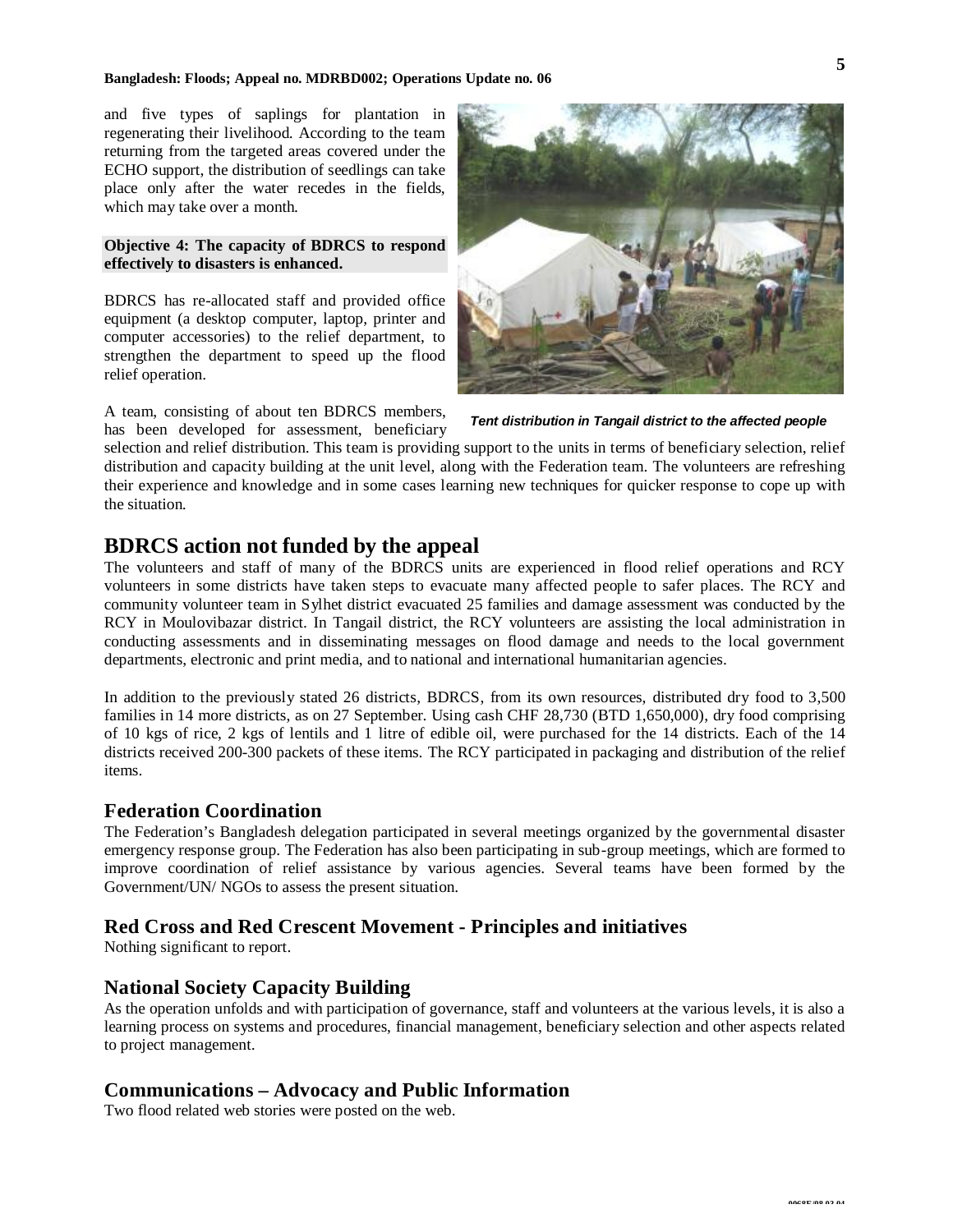and five types of saplings for plantation in regenerating their livelihood. According to the team returning from the targeted areas covered under the ECHO support, the distribution of seedlings can take place only after the water recedes in the fields, which may take over a month.

**Objective 4: The capacity of BDRCS to respond effectively to disasters is enhanced.**

BDRCS has re-allocated staff and provided office equipment (a desktop computer, laptop, printer and computer accessories) to the relief department, to strengthen the department to speed up the flood relief operation.

*Tent distribution in Tangail district to the affected people*

A team, consisting of about ten BDRCS members, has been developed for assessment, beneficiary selection and relief distribution. This team is providing support to the units in terms of beneficiary selection, relief distribution and capacity building at the unit level, along with the Federation team. The volunteers are refreshing their experience and knowledge and in some cases learning new techniques for quicker response to cope up with the situation.

## BDRCS action not funded by the appeal

The volunteers and staff of many of the BDRCS units are experienced in flood relief operations and RCY volunteers in some districts have taken steps to evacuate many affected people to safer places. The RCY and community volunteer team in Sylhet district evacuated 25 families and damage assessment was conducted by the RCY in Moulovibazar district. In Tangail district, the RCY volunteers are assisting the local administration in conducting assessments and in disseminating messages on flood damage and needs to the local government departments, electronic and print media, and to national and international humanitarian agencies.

In addition to the previously stated 26 districts, BDRCS, from its own resources, distributed dry food to 3,500 families in 14 more districts, as on 27 September. Using cash CHF 28,730 (BTD 1,650,000), dry food comprising of 10 kgs of rice, 2 kgs of lentils and 1 litre of edible oil, were purchased for the 14 districts. Each of the 14 districts received 200-300 packets of these items. The RCY participated in packaging and distribution of the relief items.

## Federation Coordination

The Federation's Bangladesh delegation participated in several meetings organized by the governmental disaster emergency response group. The Federation has also been participating in sub-group meetings, which are formed to improve coordination of relief assistance by various agencies. Several teams have been formed by the Government/UN/ NGOs to assess the present situation.

## Red Cross and Red Crescent Movement - Principles and initiatives

Nothing significant to report.

## National Society Capacity Building

As the operation unfolds and with participation of governance, staff and volunteers at the various levels, it is also a learning process on systems and procedures, financial management, beneficiary selection and other aspects related to project management.

## Communications – Advocacy and Public Information

Two flood related web stories were posted on the web.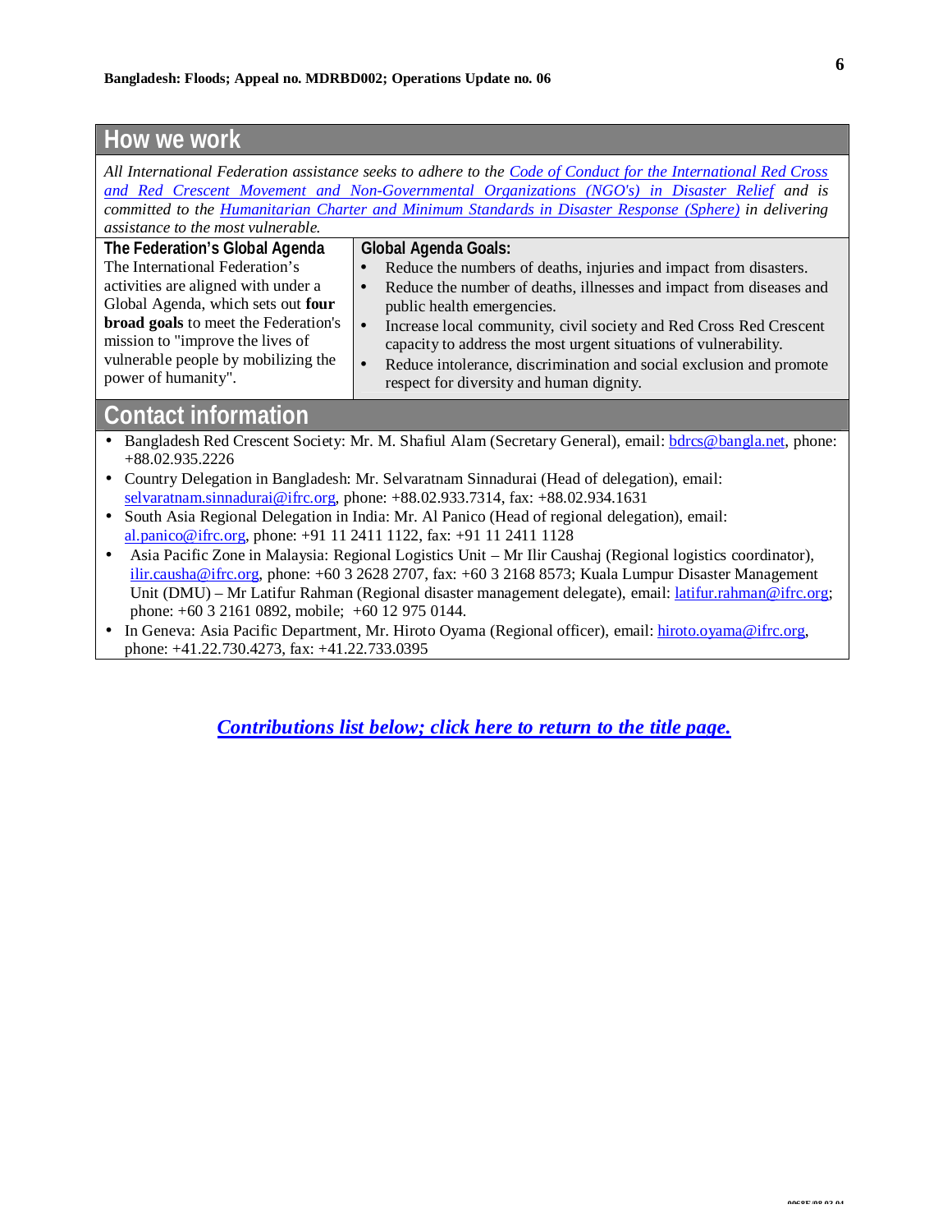## How we work

*All International Federation assistance seeks to adhere to the Code of Conduct for the International Red Cross and Red Crescent Movement and Non-Governmental Organizations (NGO's) in Disaster Relief and is committed to the Humanitarian Charter and Minimum Standards in Disaster Response (Sphere) in delivering assistance to the most vulnerable.*

| **The Federation's Global Agenda** | **Global Agenda Goals:** |
|---|---|
| The International Federation's activities are aligned with under a Global Agenda, which sets out **four broad goals** to meet the Federation's mission to "improve the lives of vulnerable people by mobilizing the power of humanity". | • Reduce the numbers of deaths, injuries and impact from disasters.<br>• Reduce the number of deaths, illnesses and impact from diseases and public health emergencies.<br>• Increase local community, civil society and Red Cross Red Crescent capacity to address the most urgent situations of vulnerability.<br>• Reduce intolerance, discrimination and social exclusion and promote respect for diversity and human dignity. |

## Contact information

- Bangladesh Red Crescent Society: Mr. M. Shafiul Alam (Secretary General), email: bdrcs@bangla.net, phone: +88.02.935.2226
- Country Delegation in Bangladesh: Mr. Selvaratnam Sinnadurai (Head of delegation), email: selvaratnam.sinnadurai@ifrc.org, phone: +88.02.933.7314, fax: +88.02.934.1631
- South Asia Regional Delegation in India: Mr. Al Panico (Head of regional delegation), email: al.panico@ifrc.org, phone: +91 11 2411 1122, fax: +91 11 2411 1128
- Asia Pacific Zone in Malaysia: Regional Logistics Unit – Mr Ilir Caushaj (Regional logistics coordinator), ilir.causha@ifrc.org, phone: +60 3 2628 2707, fax: +60 3 2168 8573; Kuala Lumpur Disaster Management Unit (DMU) – Mr Latifur Rahman (Regional disaster management delegate), email: latifur.rahman@ifrc.org; phone: +60 3 2161 0892, mobile; +60 12 975 0144.
- In Geneva: Asia Pacific Department, Mr. Hiroto Oyama (Regional officer), email: hiroto.oyama@ifrc.org, phone: +41.22.730.4273, fax: +41.22.733.0395

***Contributions list below; click here to return to the title page.***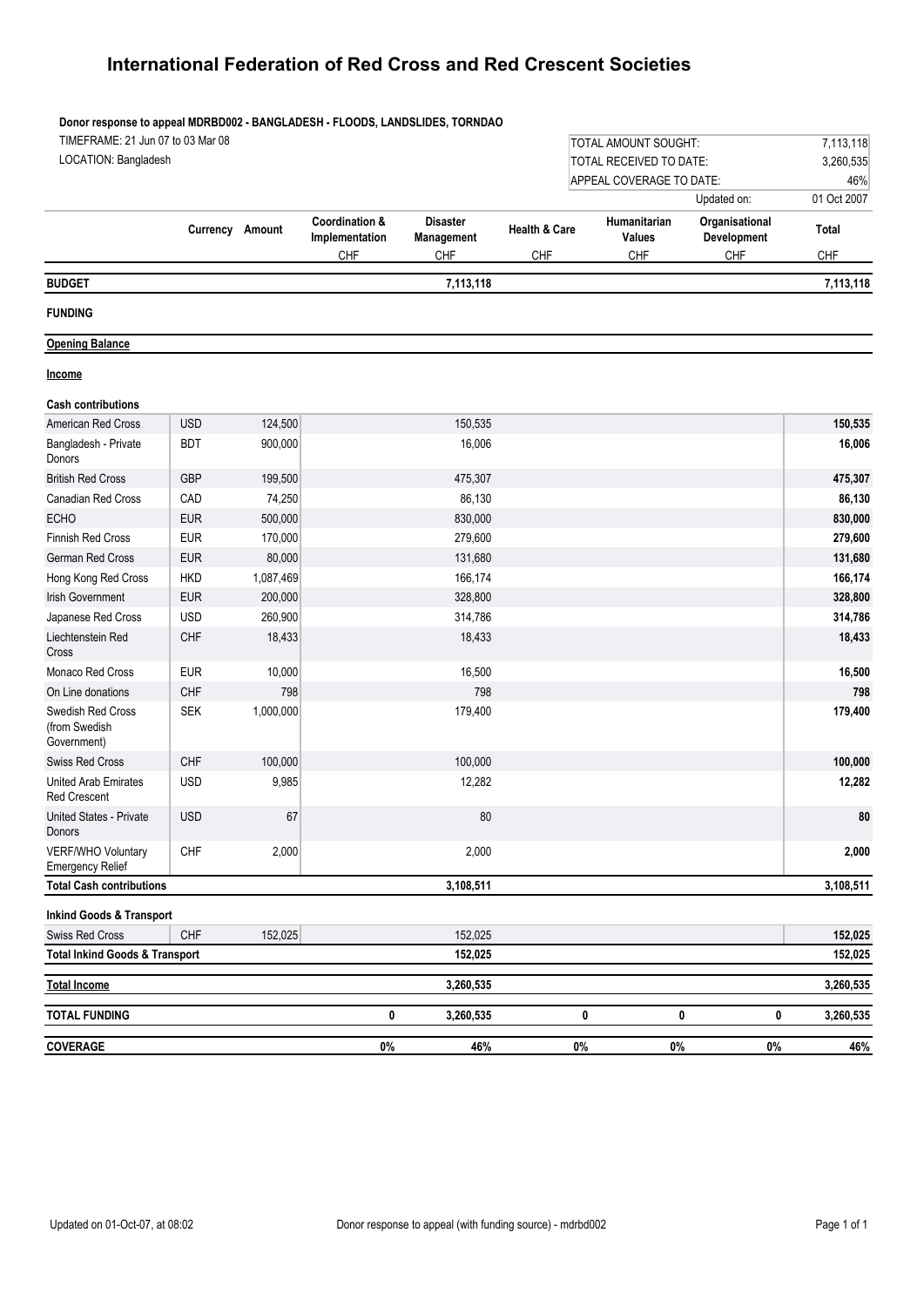# International Federation of Red Cross and Red Crescent Societies

**Donor response to appeal MDRBD002 - BANGLADESH - FLOODS, LANDSLIDES, TORNDAO**

TIMEFRAME: 21 Jun 07 to 03 Mar 08
LOCATION: Bangladesh

| | |
|---|---|
| TOTAL AMOUNT SOUGHT: | 7,113,118 |
| TOTAL RECEIVED TO DATE: | 3,260,535 |
| APPEAL COVERAGE TO DATE: | 46% |
| Updated on: | 01 Oct 2007 |

| | Currency | Amount | Coordination & Implementation | Disaster Management | Health & Care | Humanitarian Values | Organisational Development | Total |
|---|---|---|---|---|---|---|---|---|
| | | | CHF | CHF | CHF | CHF | CHF | CHF |
| **BUDGET** | | | | **7,113,118** | | | | **7,113,118** |
| **FUNDING** | | | | | | | | |
| **Opening Balance** | | | | | | | | |
| **Income** | | | | | | | | |
| **Cash contributions** | | | | | | | | |
| American Red Cross | USD | 124,500 | | 150,535 | | | | **150,535** |
| Bangladesh - Private Donors | BDT | 900,000 | | 16,006 | | | | **16,006** |
| British Red Cross | GBP | 199,500 | | 475,307 | | | | **475,307** |
| Canadian Red Cross | CAD | 74,250 | | 86,130 | | | | **86,130** |
| ECHO | EUR | 500,000 | | 830,000 | | | | **830,000** |
| Finnish Red Cross | EUR | 170,000 | | 279,600 | | | | **279,600** |
| German Red Cross | EUR | 80,000 | | 131,680 | | | | **131,680** |
| Hong Kong Red Cross | HKD | 1,087,469 | | 166,174 | | | | **166,174** |
| Irish Government | EUR | 200,000 | | 328,800 | | | | **328,800** |
| Japanese Red Cross | USD | 260,900 | | 314,786 | | | | **314,786** |
| Liechtenstein Red Cross | CHF | 18,433 | | 18,433 | | | | **18,433** |
| Monaco Red Cross | EUR | 10,000 | | 16,500 | | | | **16,500** |
| On Line donations | CHF | 798 | | 798 | | | | **798** |
| Swedish Red Cross (from Swedish Government) | SEK | 1,000,000 | | 179,400 | | | | **179,400** |
| Swiss Red Cross | CHF | 100,000 | | 100,000 | | | | **100,000** |
| United Arab Emirates Red Crescent | USD | 9,985 | | 12,282 | | | | **12,282** |
| United States - Private Donors | USD | 67 | | 80 | | | | **80** |
| VERF/WHO Voluntary Emergency Relief | CHF | 2,000 | | 2,000 | | | | **2,000** |
| **Total Cash contributions** | | | | **3,108,511** | | | | **3,108,511** |
| **Inkind Goods & Transport** | | | | | | | | |
| Swiss Red Cross | CHF | 152,025 | | 152,025 | | | | **152,025** |
| **Total Inkind Goods & Transport** | | | | **152,025** | | | | **152,025** |
| **Total Income** | | | | **3,260,535** | | | | **3,260,535** |
| **TOTAL FUNDING** | | | **0** | **3,260,535** | **0** | **0** | **0** | **3,260,535** |
| **COVERAGE** | | | **0%** | **46%** | **0%** | **0%** | **0%** | **46%** |